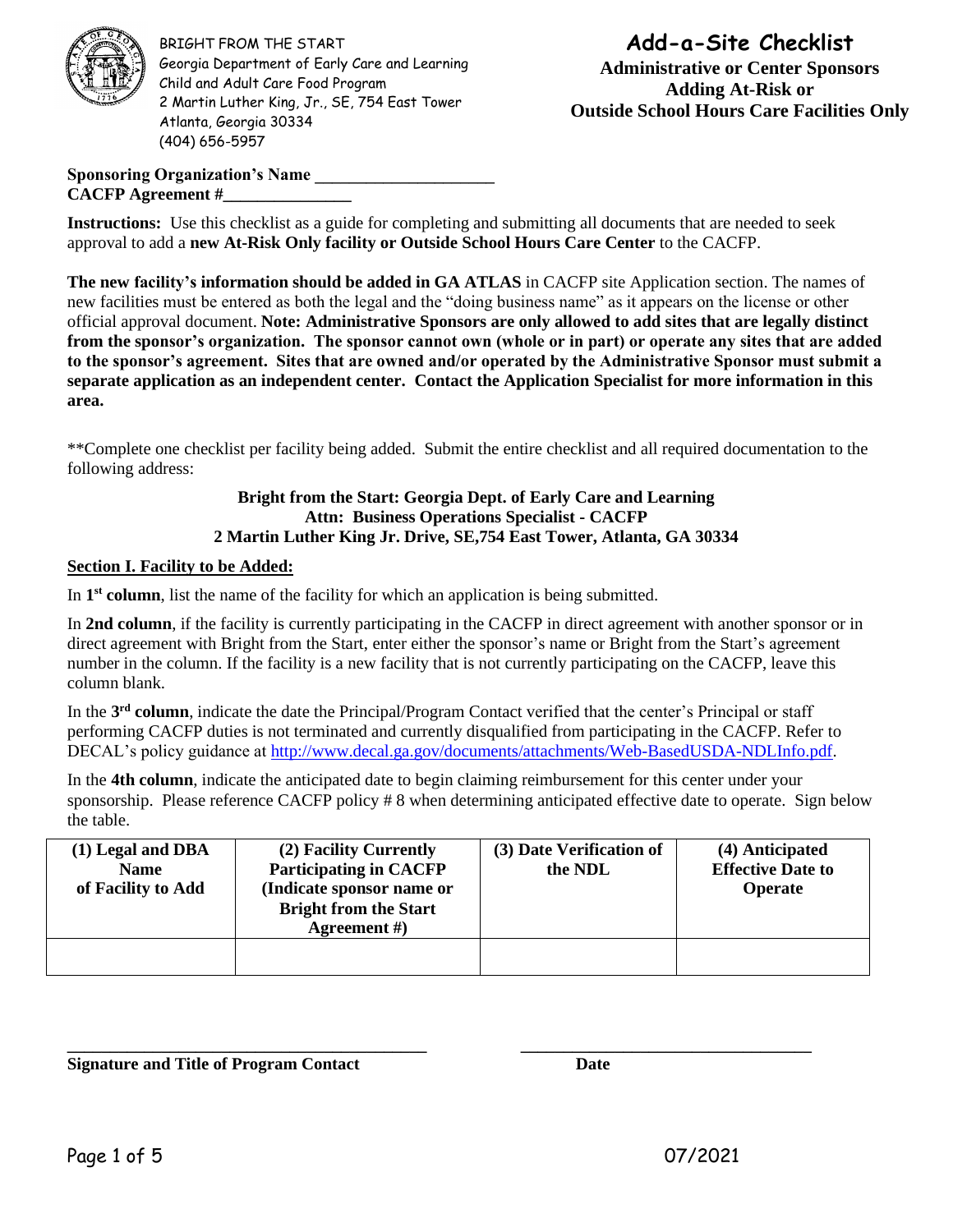BRIGHT FROM THE START
Georgia Department of Early Care and Learning
Child and Adult Care Food Program
2 Martin Luther King, Jr., SE, 754 East Tower
Atlanta, Georgia 30334
(404) 656-5957

# Add-a-Site Checklist

**Administrative or Center Sponsors**
**Adding At-Risk or**
**Outside School Hours Care Facilities Only**

**Sponsoring Organization's Name ____________________**
**CACFP Agreement #______________**

**Instructions:** Use this checklist as a guide for completing and submitting all documents that are needed to seek approval to add a **new At-Risk Only facility or Outside School Hours Care Center** to the CACFP.

**The new facility's information should be added in GA ATLAS** in CACFP site Application section. The names of new facilities must be entered as both the legal and the "doing business name" as it appears on the license or other official approval document. **Note: Administrative Sponsors are only allowed to add sites that are legally distinct from the sponsor's organization. The sponsor cannot own (whole or in part) or operate any sites that are added to the sponsor's agreement. Sites that are owned and/or operated by the Administrative Sponsor must submit a separate application as an independent center. Contact the Application Specialist for more information in this area.**

**Complete one checklist per facility being added. Submit the entire checklist and all required documentation to the following address:

**Bright from the Start: Georgia Dept. of Early Care and Learning**
**Attn: Business Operations Specialist - CACFP**
**2 Martin Luther King Jr. Drive, SE,754 East Tower, Atlanta, GA 30334**

## Section I. Facility to be Added:

In **1st column**, list the name of the facility for which an application is being submitted.

In **2nd column**, if the facility is currently participating in the CACFP in direct agreement with another sponsor or in direct agreement with Bright from the Start, enter either the sponsor's name or Bright from the Start's agreement number in the column. If the facility is a new facility that is not currently participating on the CACFP, leave this column blank.

In the **3rd column**, indicate the date the Principal/Program Contact verified that the center's Principal or staff performing CACFP duties is not terminated and currently disqualified from participating in the CACFP. Refer to DECAL's policy guidance at http://www.decal.ga.gov/documents/attachments/Web-BasedUSDA-NDLInfo.pdf.

In the **4th column**, indicate the anticipated date to begin claiming reimbursement for this center under your sponsorship. Please reference CACFP policy # 8 when determining anticipated effective date to operate. Sign below the table.

| (1) Legal and DBA Name of Facility to Add | (2) Facility Currently Participating in CACFP (Indicate sponsor name or Bright from the Start Agreement #) | (3) Date Verification of the NDL | (4) Anticipated Effective Date to Operate |
|---|---|---|---|
| | | | |

______________________________________ ______________________________
**Signature and Title of Program Contact** **Date**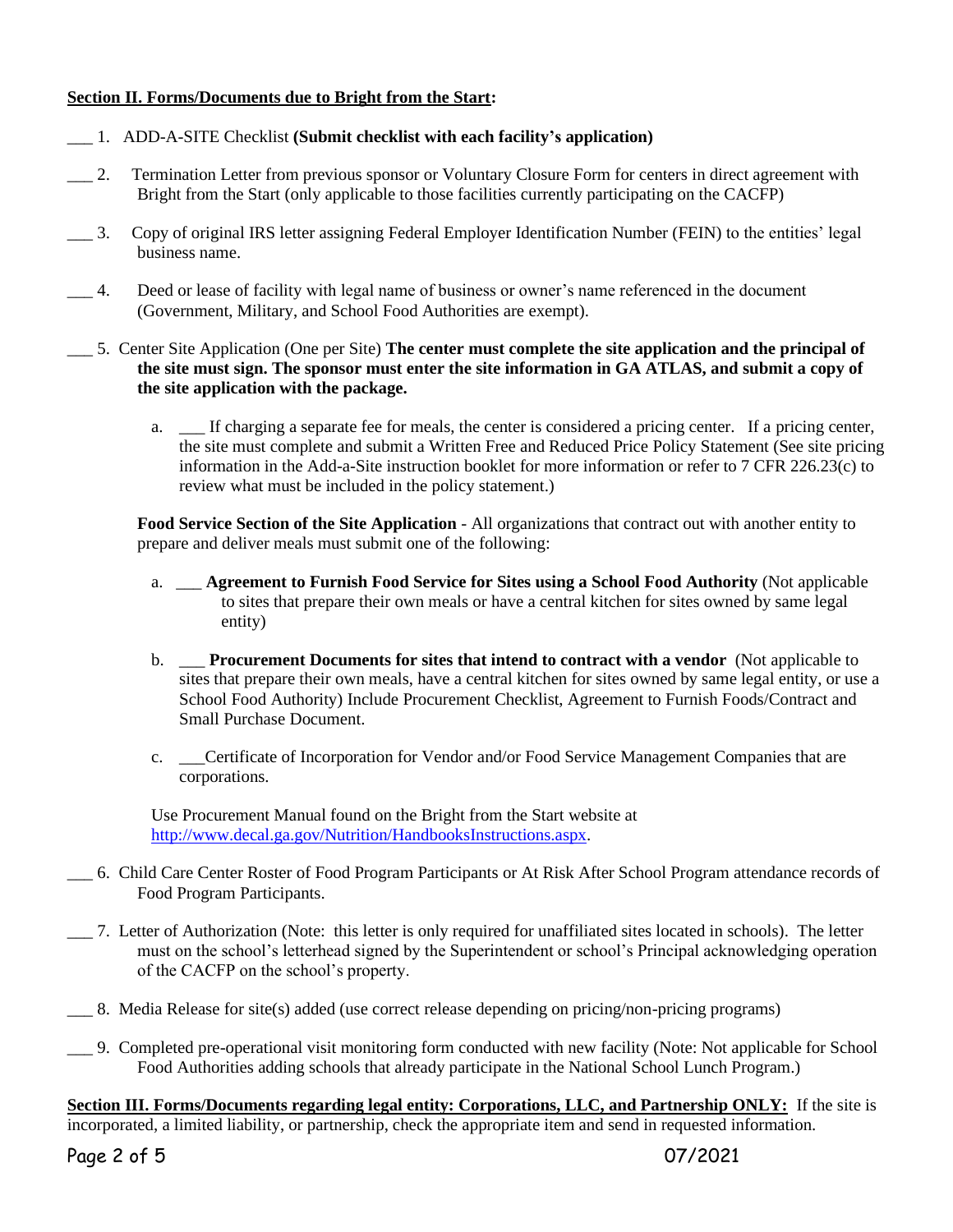**<u>Section II. Forms/Documents due to Bright from the Start</u>:**

___ 1. ADD-A-SITE Checklist **(Submit checklist with each facility's application)**

___ 2. Termination Letter from previous sponsor or Voluntary Closure Form for centers in direct agreement with Bright from the Start (only applicable to those facilities currently participating on the CACFP)

___ 3. Copy of original IRS letter assigning Federal Employer Identification Number (FEIN) to the entities' legal business name.

___ 4. Deed or lease of facility with legal name of business or owner's name referenced in the document (Government, Military, and School Food Authorities are exempt).

___ 5. Center Site Application (One per Site) **The center must complete the site application and the principal of the site must sign. The sponsor must enter the site information in GA ATLAS, and submit a copy of the site application with the package.**

  a. ___ If charging a separate fee for meals, the center is considered a pricing center. If a pricing center, the site must complete and submit a Written Free and Reduced Price Policy Statement (See site pricing information in the Add-a-Site instruction booklet for more information or refer to 7 CFR 226.23(c) to review what must be included in the policy statement.)

  **Food Service Section of the Site Application** - All organizations that contract out with another entity to prepare and deliver meals must submit one of the following:

  a. ___ **Agreement to Furnish Food Service for Sites using a School Food Authority** (Not applicable to sites that prepare their own meals or have a central kitchen for sites owned by same legal entity)

  b. ___ **Procurement Documents for sites that intend to contract with a vendor** (Not applicable to sites that prepare their own meals, have a central kitchen for sites owned by same legal entity, or use a School Food Authority) Include Procurement Checklist, Agreement to Furnish Foods/Contract and Small Purchase Document.

  c. ___Certificate of Incorporation for Vendor and/or Food Service Management Companies that are corporations.

  Use Procurement Manual found on the Bright from the Start website at [http://www.decal.ga.gov/Nutrition/HandbooksInstructions.aspx](http://www.decal.ga.gov/Nutrition/HandbooksInstructions.aspx).

___ 6. Child Care Center Roster of Food Program Participants or At Risk After School Program attendance records of Food Program Participants.

___ 7. Letter of Authorization (Note: this letter is only required for unaffiliated sites located in schools). The letter must on the school's letterhead signed by the Superintendent or school's Principal acknowledging operation of the CACFP on the school's property.

___ 8. Media Release for site(s) added (use correct release depending on pricing/non-pricing programs)

___ 9. Completed pre-operational visit monitoring form conducted with new facility (Note: Not applicable for School Food Authorities adding schools that already participate in the National School Lunch Program.)

**<u>Section III. Forms/Documents regarding legal entity: Corporations, LLC, and Partnership ONLY:</u>** If the site is incorporated, a limited liability, or partnership, check the appropriate item and send in requested information.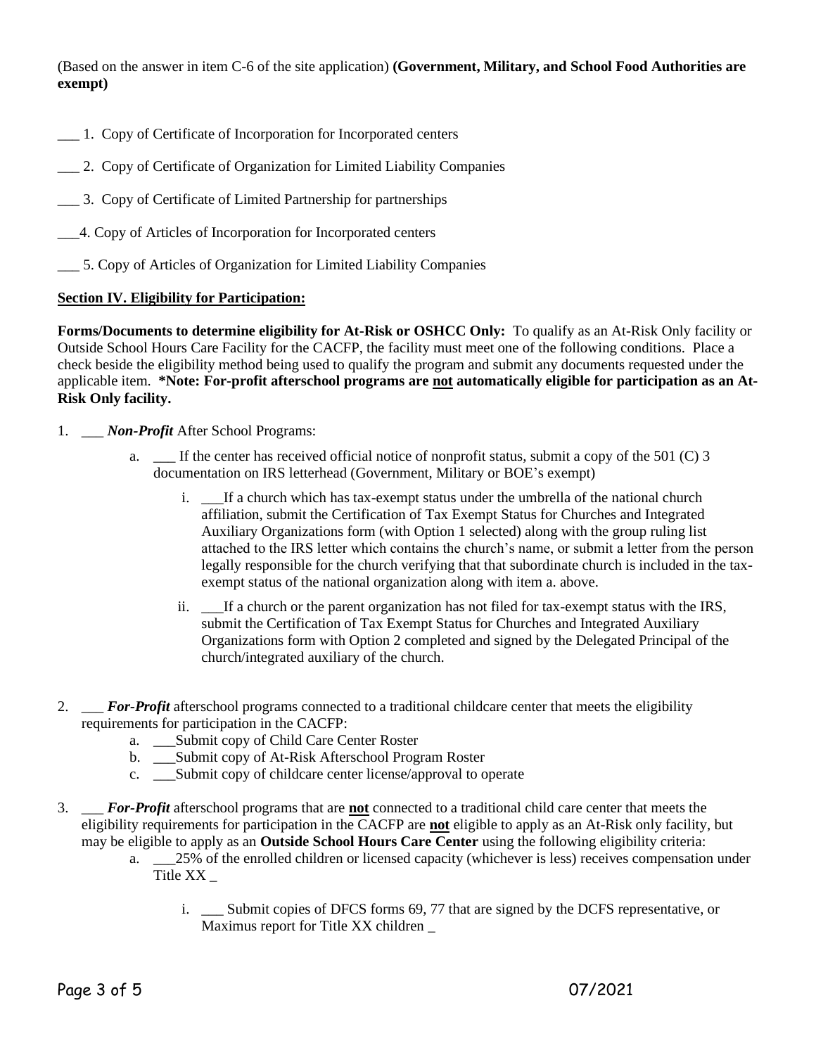(Based on the answer in item C-6 of the site application) **(Government, Military, and School Food Authorities are exempt)**

___ 1. Copy of Certificate of Incorporation for Incorporated centers

___ 2. Copy of Certificate of Organization for Limited Liability Companies

___ 3. Copy of Certificate of Limited Partnership for partnerships

___4. Copy of Articles of Incorporation for Incorporated centers

___ 5. Copy of Articles of Organization for Limited Liability Companies

**Section IV. Eligibility for Participation:**

**Forms/Documents to determine eligibility for At-Risk or OSHCC Only:** To qualify as an At-Risk Only facility or Outside School Hours Care Facility for the CACFP, the facility must meet one of the following conditions. Place a check beside the eligibility method being used to qualify the program and submit any documents requested under the applicable item. **\*Note: For-profit afterschool programs are not automatically eligible for participation as an At-Risk Only facility.**

1. ___ ***Non-Profit*** After School Programs:
   - a. ___ If the center has received official notice of nonprofit status, submit a copy of the 501 (C) 3 documentation on IRS letterhead (Government, Military or BOE's exempt)
     - i. ___If a church which has tax-exempt status under the umbrella of the national church affiliation, submit the Certification of Tax Exempt Status for Churches and Integrated Auxiliary Organizations form (with Option 1 selected) along with the group ruling list attached to the IRS letter which contains the church's name, or submit a letter from the person legally responsible for the church verifying that that subordinate church is included in the tax-exempt status of the national organization along with item a. above.
     - ii. ___If a church or the parent organization has not filed for tax-exempt status with the IRS, submit the Certification of Tax Exempt Status for Churches and Integrated Auxiliary Organizations form with Option 2 completed and signed by the Delegated Principal of the church/integrated auxiliary of the church.

2. ___ ***For-Profit*** afterschool programs connected to a traditional childcare center that meets the eligibility requirements for participation in the CACFP:
   - a. ___Submit copy of Child Care Center Roster
   - b. ___Submit copy of At-Risk Afterschool Program Roster
   - c. ___Submit copy of childcare center license/approval to operate

3. ___ ***For-Profit*** afterschool programs that are **not** connected to a traditional child care center that meets the eligibility requirements for participation in the CACFP are **not** eligible to apply as an At-Risk only facility, but may be eligible to apply as an **Outside School Hours Care Center** using the following eligibility criteria:
   - a. ___25% of the enrolled children or licensed capacity (whichever is less) receives compensation under Title XX _
     - i. ___ Submit copies of DFCS forms 69, 77 that are signed by the DCFS representative, or Maximus report for Title XX children _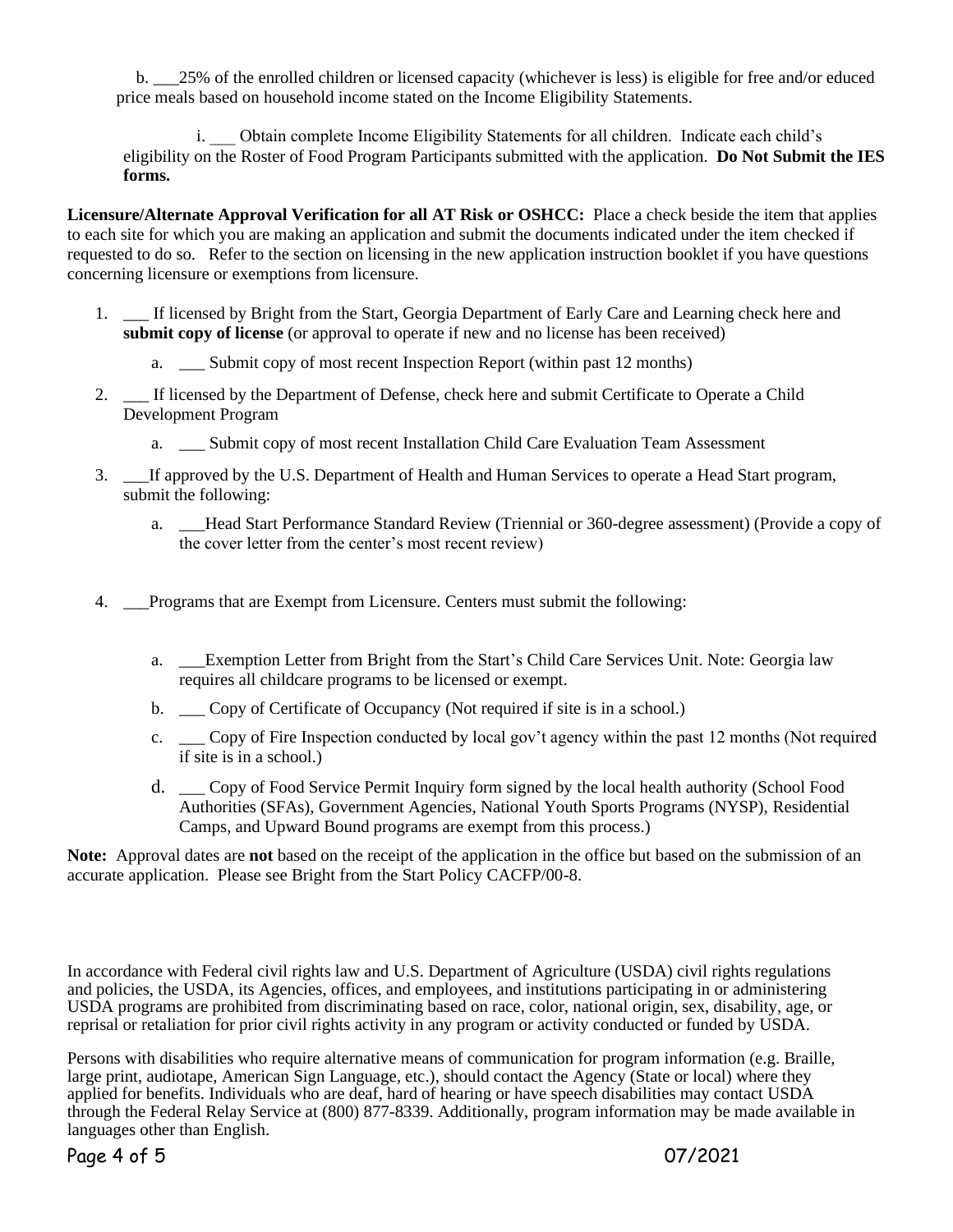b. ___25% of the enrolled children or licensed capacity (whichever is less) is eligible for free and/or educed price meals based on household income stated on the Income Eligibility Statements.

i. ___ Obtain complete Income Eligibility Statements for all children. Indicate each child's eligibility on the Roster of Food Program Participants submitted with the application. **Do Not Submit the IES forms.**

**Licensure/Alternate Approval Verification for all AT Risk or OSHCC:** Place a check beside the item that applies to each site for which you are making an application and submit the documents indicated under the item checked if requested to do so. Refer to the section on licensing in the new application instruction booklet if you have questions concerning licensure or exemptions from licensure.

1. ___ If licensed by Bright from the Start, Georgia Department of Early Care and Learning check here and **submit copy of license** (or approval to operate if new and no license has been received)
   a. ___ Submit copy of most recent Inspection Report (within past 12 months)
2. ___ If licensed by the Department of Defense, check here and submit Certificate to Operate a Child Development Program
   a. ___ Submit copy of most recent Installation Child Care Evaluation Team Assessment
3. ___If approved by the U.S. Department of Health and Human Services to operate a Head Start program, submit the following:
   a. ___Head Start Performance Standard Review (Triennial or 360-degree assessment) (Provide a copy of the cover letter from the center's most recent review)
4. ___Programs that are Exempt from Licensure. Centers must submit the following:
   a. ___Exemption Letter from Bright from the Start's Child Care Services Unit. Note: Georgia law requires all childcare programs to be licensed or exempt.
   b. ___ Copy of Certificate of Occupancy (Not required if site is in a school.)
   c. ___ Copy of Fire Inspection conducted by local gov't agency within the past 12 months (Not required if site is in a school.)
   d. ___ Copy of Food Service Permit Inquiry form signed by the local health authority (School Food Authorities (SFAs), Government Agencies, National Youth Sports Programs (NYSP), Residential Camps, and Upward Bound programs are exempt from this process.)

**Note:** Approval dates are **not** based on the receipt of the application in the office but based on the submission of an accurate application. Please see Bright from the Start Policy CACFP/00-8.

In accordance with Federal civil rights law and U.S. Department of Agriculture (USDA) civil rights regulations and policies, the USDA, its Agencies, offices, and employees, and institutions participating in or administering USDA programs are prohibited from discriminating based on race, color, national origin, sex, disability, age, or reprisal or retaliation for prior civil rights activity in any program or activity conducted or funded by USDA.

Persons with disabilities who require alternative means of communication for program information (e.g. Braille, large print, audiotape, American Sign Language, etc.), should contact the Agency (State or local) where they applied for benefits. Individuals who are deaf, hard of hearing or have speech disabilities may contact USDA through the Federal Relay Service at (800) 877-8339. Additionally, program information may be made available in languages other than English.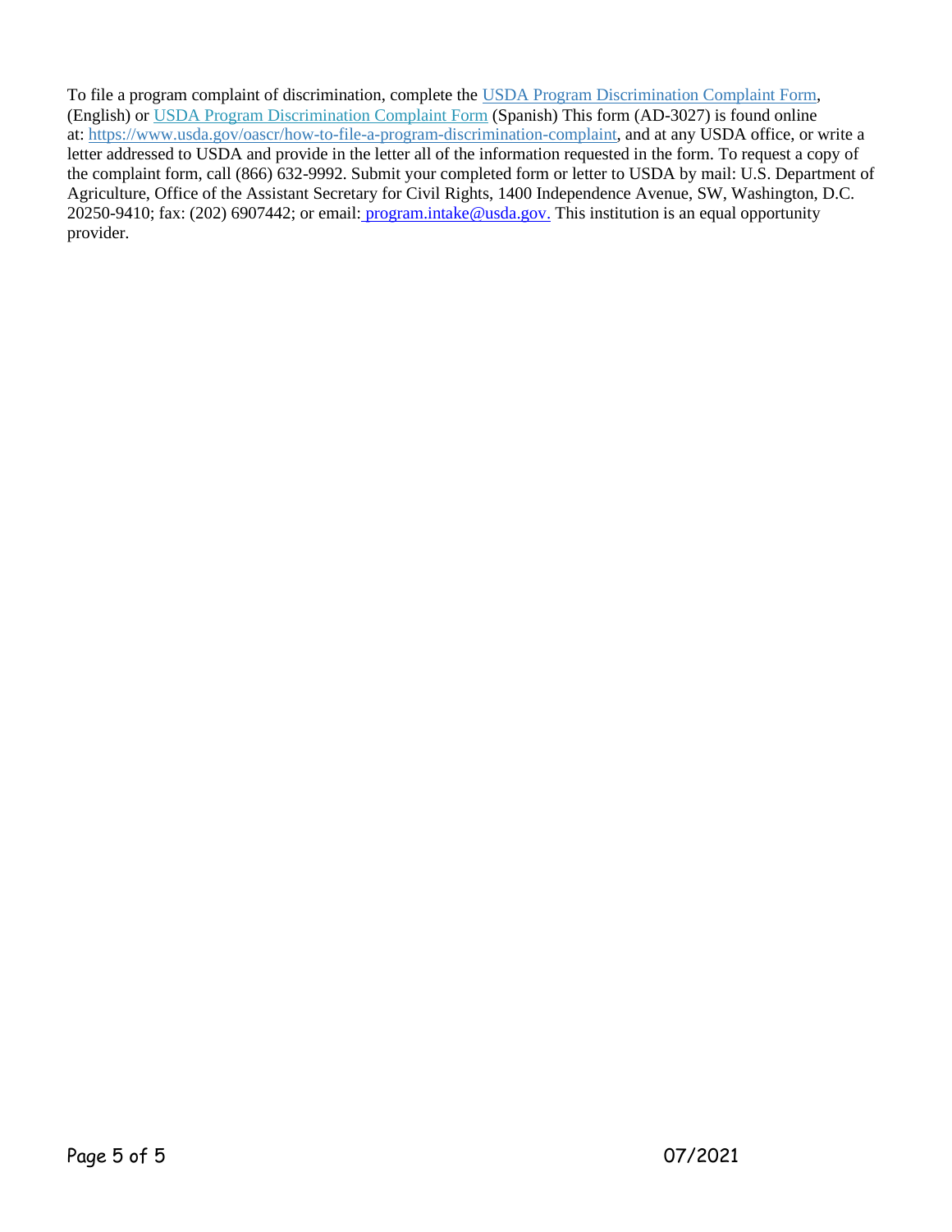To file a program complaint of discrimination, complete the USDA Program Discrimination Complaint Form, (English) or USDA Program Discrimination Complaint Form (Spanish) This form (AD-3027) is found online at: https://www.usda.gov/oascr/how-to-file-a-program-discrimination-complaint, and at any USDA office, or write a letter addressed to USDA and provide in the letter all of the information requested in the form. To request a copy of the complaint form, call (866) 632-9992. Submit your completed form or letter to USDA by mail: U.S. Department of Agriculture, Office of the Assistant Secretary for Civil Rights, 1400 Independence Avenue, SW, Washington, D.C. 20250-9410; fax: (202) 6907442; or email: program.intake@usda.gov. This institution is an equal opportunity provider.

07/2021